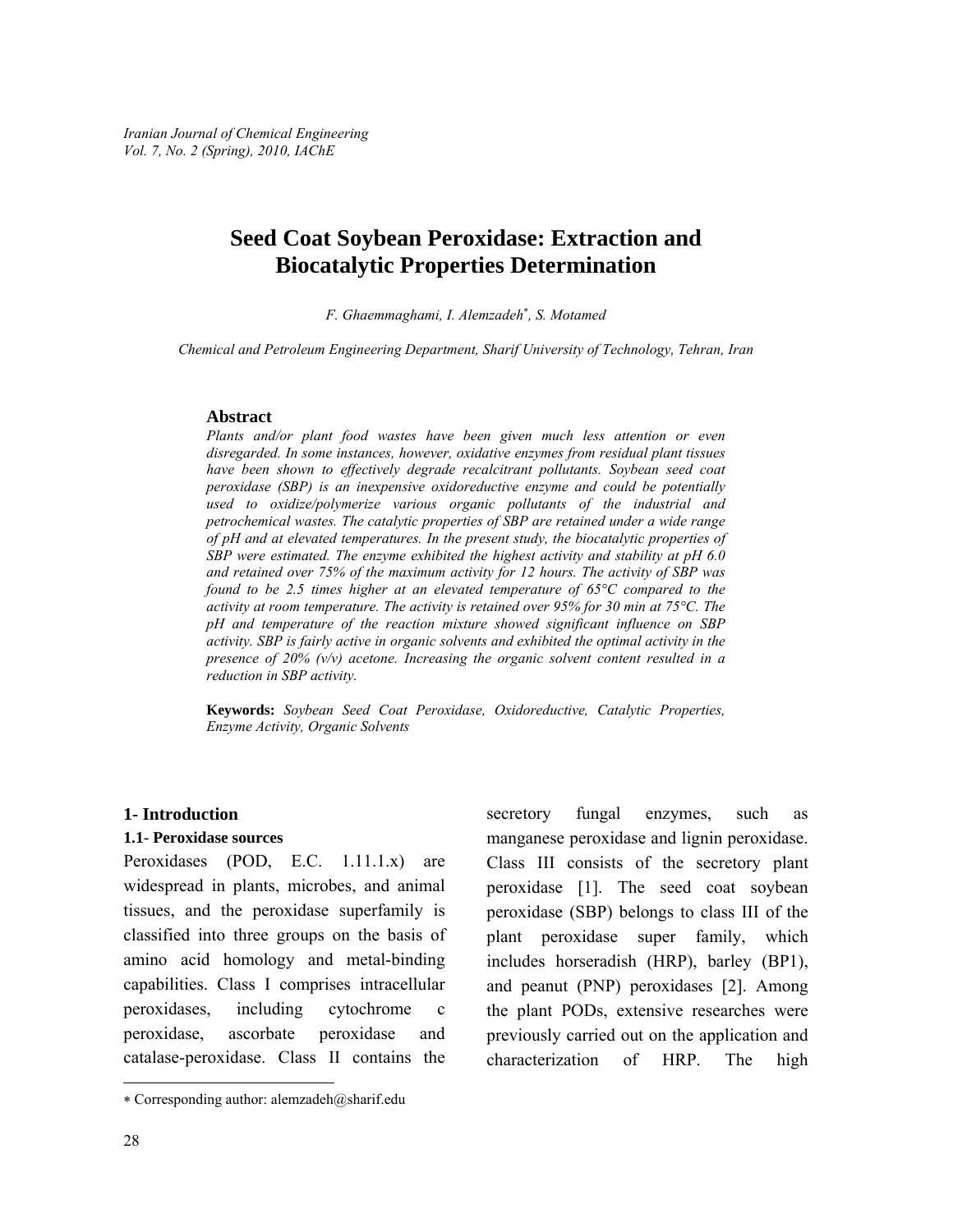# Seed Coat Soybean Peroxidase: Extraction and Biocatalytic Properties Determination

*F. Ghaemmaghami, I. Alemzadeh[\*], S. Motamed*

*Chemical and Petroleum Engineering Department, Sharif University of Technology, Tehran, Iran*

## Abstract

*Plants and/or plant food wastes have been given much less attention or even disregarded. In some instances, however, oxidative enzymes from residual plant tissues have been shown to effectively degrade recalcitrant pollutants. Soybean seed coat peroxidase (SBP) is an inexpensive oxidoreductive enzyme and could be potentially used to oxidize/polymerize various organic pollutants of the industrial and petrochemical wastes. The catalytic properties of SBP are retained under a wide range of pH and at elevated temperatures. In the present study, the biocatalytic properties of SBP were estimated. The enzyme exhibited the highest activity and stability at pH 6.0 and retained over 75% of the maximum activity for 12 hours. The activity of SBP was found to be 2.5 times higher at an elevated temperature of 65°C compared to the activity at room temperature. The activity is retained over 95% for 30 min at 75°C. The pH and temperature of the reaction mixture showed significant influence on SBP activity. SBP is fairly active in organic solvents and exhibited the optimal activity in the presence of 20% (v/v) acetone. Increasing the organic solvent content resulted in a reduction in SBP activity.*

**Keywords:** *Soybean Seed Coat Peroxidase, Oxidoreductive, Catalytic Properties, Enzyme Activity, Organic Solvents*

## 1- Introduction

### 1.1- Peroxidase sources

Peroxidases (POD, E.C. 1.11.1.x) are widespread in plants, microbes, and animal tissues, and the peroxidase superfamily is classified into three groups on the basis of amino acid homology and metal-binding capabilities. Class I comprises intracellular peroxidases, including cytochrome c peroxidase, ascorbate peroxidase and catalase-peroxidase. Class II contains the secretory fungal enzymes, such as manganese peroxidase and lignin peroxidase. Class III consists of the secretory plant peroxidase [1]. The seed coat soybean peroxidase (SBP) belongs to class III of the plant peroxidase super family, which includes horseradish (HRP), barley (BP1), and peanut (PNP) peroxidases [2]. Among the plant PODs, extensive researches were previously carried out on the application and characterization of HRP. The high

---

[\*] Corresponding author: alemzadeh@sharif.edu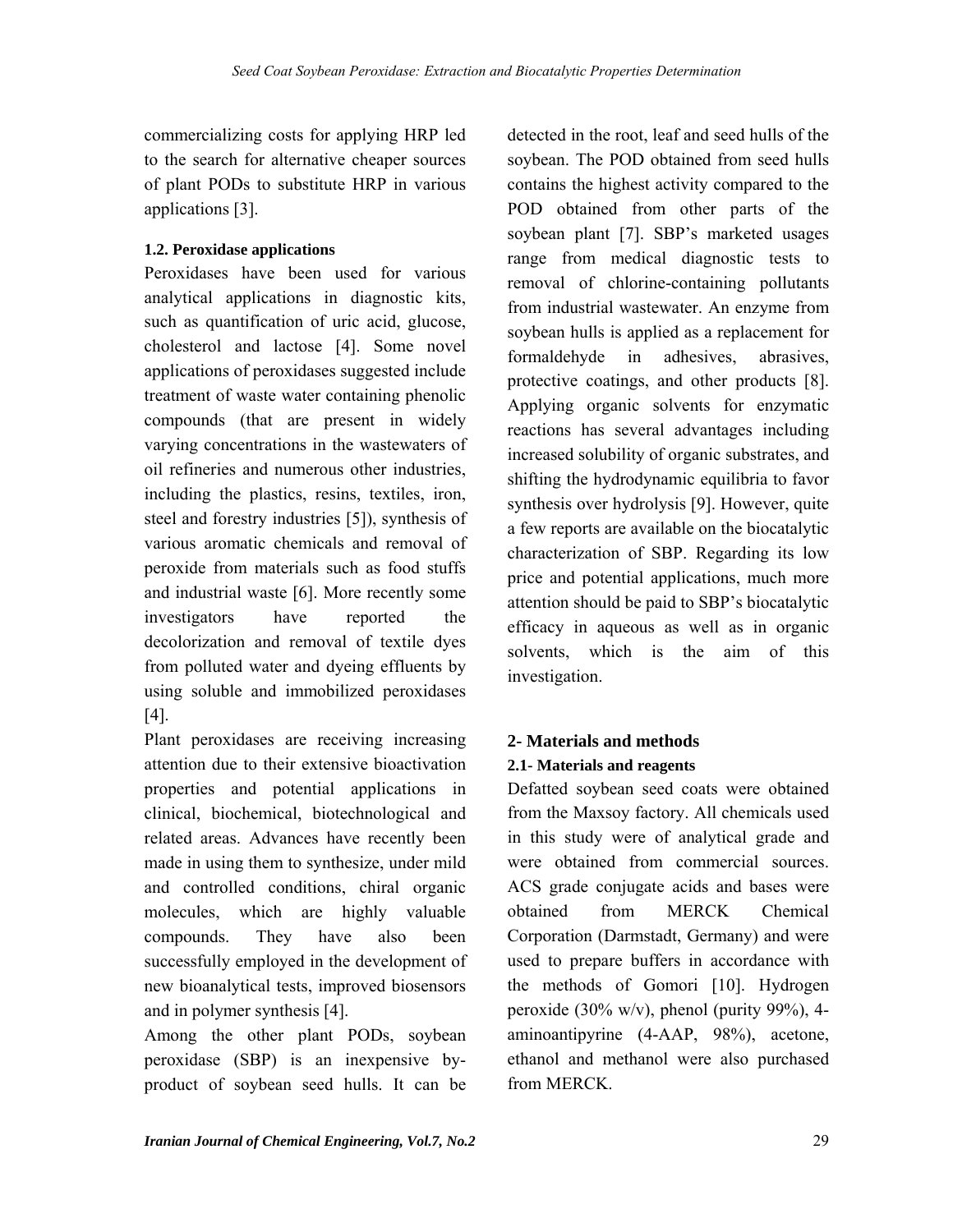commercializing costs for applying HRP led to the search for alternative cheaper sources of plant PODs to substitute HRP in various applications [3].

### 1.2. Peroxidase applications

Peroxidases have been used for various analytical applications in diagnostic kits, such as quantification of uric acid, glucose, cholesterol and lactose [4]. Some novel applications of peroxidases suggested include treatment of waste water containing phenolic compounds (that are present in widely varying concentrations in the wastewaters of oil refineries and numerous other industries, including the plastics, resins, textiles, iron, steel and forestry industries [5]), synthesis of various aromatic chemicals and removal of peroxide from materials such as food stuffs and industrial waste [6]. More recently some investigators have reported the decolorization and removal of textile dyes from polluted water and dyeing effluents by using soluble and immobilized peroxidases [4].

Plant peroxidases are receiving increasing attention due to their extensive bioactivation properties and potential applications in clinical, biochemical, biotechnological and related areas. Advances have recently been made in using them to synthesize, under mild and controlled conditions, chiral organic molecules, which are highly valuable compounds. They have also been successfully employed in the development of new bioanalytical tests, improved biosensors and in polymer synthesis [4].

Among the other plant PODs, soybean peroxidase (SBP) is an inexpensive by-product of soybean seed hulls. It can be detected in the root, leaf and seed hulls of the soybean. The POD obtained from seed hulls contains the highest activity compared to the POD obtained from other parts of the soybean plant [7]. SBP's marketed usages range from medical diagnostic tests to removal of chlorine-containing pollutants from industrial wastewater. An enzyme from soybean hulls is applied as a replacement for formaldehyde in adhesives, abrasives, protective coatings, and other products [8]. Applying organic solvents for enzymatic reactions has several advantages including increased solubility of organic substrates, and shifting the hydrodynamic equilibria to favor synthesis over hydrolysis [9]. However, quite a few reports are available on the biocatalytic characterization of SBP. Regarding its low price and potential applications, much more attention should be paid to SBP's biocatalytic efficacy in aqueous as well as in organic solvents, which is the aim of this investigation.

## 2- Materials and methods

### 2.1- Materials and reagents

Defatted soybean seed coats were obtained from the Maxsoy factory. All chemicals used in this study were of analytical grade and were obtained from commercial sources. ACS grade conjugate acids and bases were obtained from MERCK Chemical Corporation (Darmstadt, Germany) and were used to prepare buffers in accordance with the methods of Gomori [10]. Hydrogen peroxide (30% w/v), phenol (purity 99%), 4-aminoantipyrine (4-AAP, 98%), acetone, ethanol and methanol were also purchased from MERCK.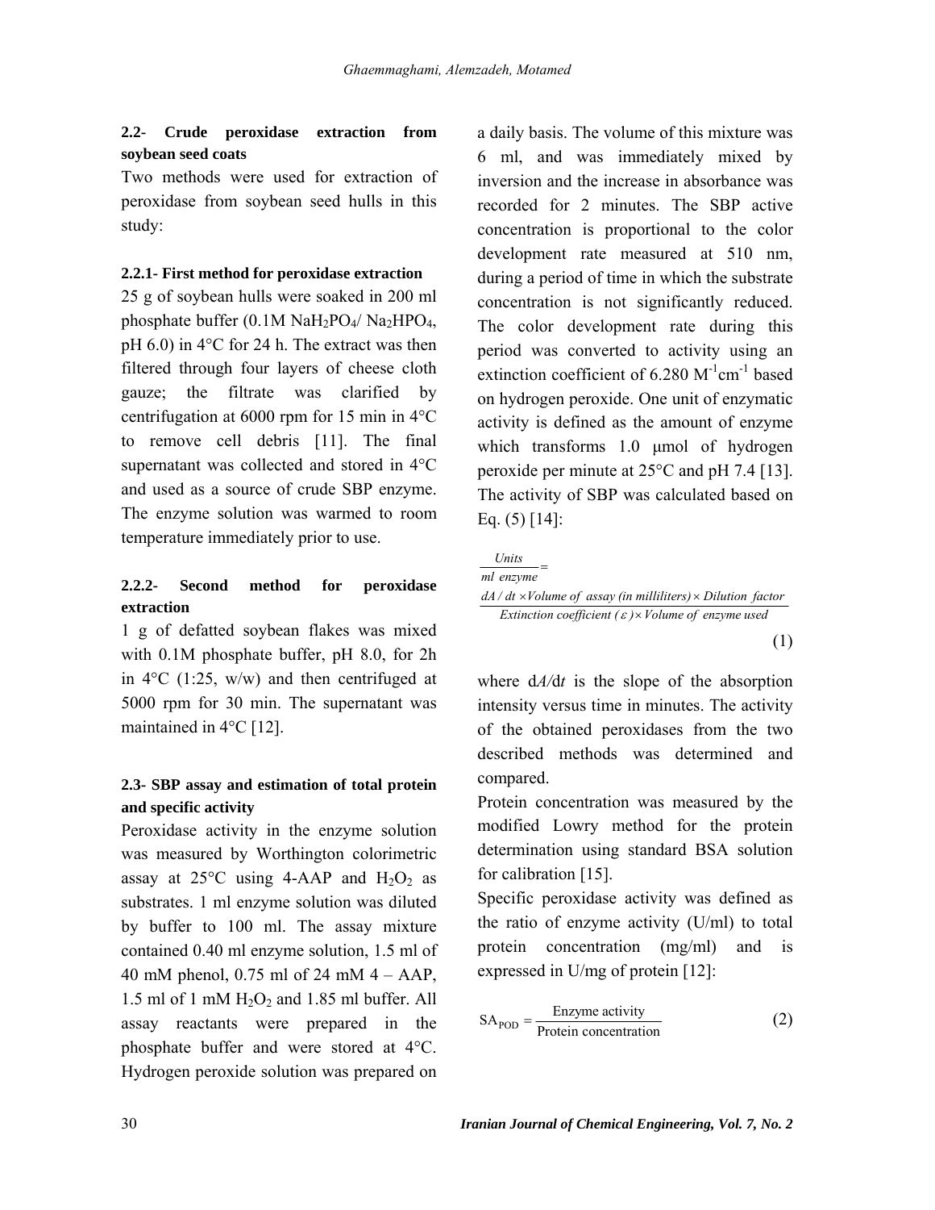### 2.2- Crude peroxidase extraction from soybean seed coats

Two methods were used for extraction of peroxidase from soybean seed hulls in this study:

#### 2.2.1- First method for peroxidase extraction

25 g of soybean hulls were soaked in 200 ml phosphate buffer (0.1M $NaH_2PO_4$/ $Na_2HPO_4$, pH 6.0) in 4°C for 24 h. The extract was then filtered through four layers of cheese cloth gauze; the filtrate was clarified by centrifugation at 6000 rpm for 15 min in 4°C to remove cell debris [11]. The final supernatant was collected and stored in 4°C and used as a source of crude SBP enzyme. The enzyme solution was warmed to room temperature immediately prior to use.

#### 2.2.2- Second method for peroxidase extraction

1 g of defatted soybean flakes was mixed with 0.1M phosphate buffer, pH 8.0, for 2h in 4°C (1:25, w/w) and then centrifuged at 5000 rpm for 30 min. The supernatant was maintained in 4°C [12].

### 2.3- SBP assay and estimation of total protein and specific activity

Peroxidase activity in the enzyme solution was measured by Worthington colorimetric assay at 25°C using 4-AAP and $H_2O_2$ as substrates. 1 ml enzyme solution was diluted by buffer to 100 ml. The assay mixture contained 0.40 ml enzyme solution, 1.5 ml of 40 mM phenol, 0.75 ml of 24 mM 4 – AAP, 1.5 ml of 1 mM $H_2O_2$ and 1.85 ml buffer. All assay reactants were prepared in the phosphate buffer and were stored at 4°C. Hydrogen peroxide solution was prepared on a daily basis. The volume of this mixture was 6 ml, and was immediately mixed by inversion and the increase in absorbance was recorded for 2 minutes. The SBP active concentration is proportional to the color development rate measured at 510 nm, during a period of time in which the substrate concentration is not significantly reduced. The color development rate during this period was converted to activity using an extinction coefficient of 6.280 $M^{-1}cm^{-1}$ based on hydrogen peroxide. One unit of enzymatic activity is defined as the amount of enzyme which transforms 1.0 μmol of hydrogen peroxide per minute at 25°C and pH 7.4 [13]. The activity of SBP was calculated based on Eq. (5) [14]:

$$\frac{Units}{ml\ enzyme} = \frac{dA/dt \times Volume\ of\ assay\ (in\ milliliters) \times Dilution\ factor}{Extinction\ coefficient\ (\varepsilon) \times Volume\ of\ enzyme\ used} \quad (1)$$

where $dA/dt$ is the slope of the absorption intensity versus time in minutes. The activity of the obtained peroxidases from the two described methods was determined and compared.

Protein concentration was measured by the modified Lowry method for the protein determination using standard BSA solution for calibration [15].

Specific peroxidase activity was defined as the ratio of enzyme activity (U/ml) to total protein concentration (mg/ml) and is expressed in U/mg of protein [12]:

$$SA_{POD} = \frac{\text{Enzyme activity}}{\text{Protein concentration}} \quad (2)$$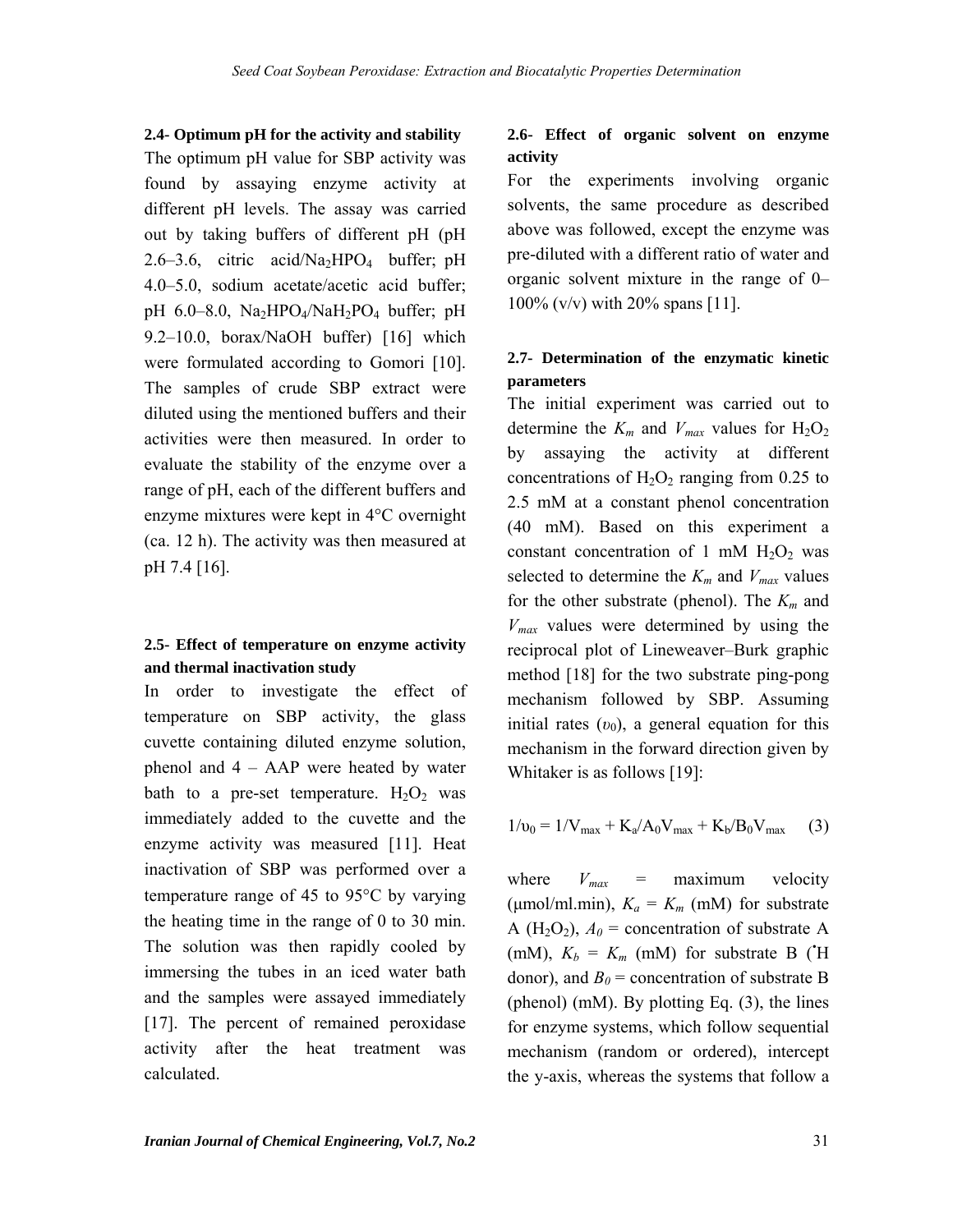### 2.4- Optimum pH for the activity and stability

The optimum pH value for SBP activity was found by assaying enzyme activity at different pH levels. The assay was carried out by taking buffers of different pH (pH 2.6–3.6, citric acid/$Na_2HPO_4$ buffer; pH 4.0–5.0, sodium acetate/acetic acid buffer; pH 6.0–8.0, $Na_2HPO_4$/$NaH_2PO_4$ buffer; pH 9.2–10.0, borax/NaOH buffer) [16] which were formulated according to Gomori [10]. The samples of crude SBP extract were diluted using the mentioned buffers and their activities were then measured. In order to evaluate the stability of the enzyme over a range of pH, each of the different buffers and enzyme mixtures were kept in 4°C overnight (ca. 12 h). The activity was then measured at pH 7.4 [16].

### 2.5- Effect of temperature on enzyme activity and thermal inactivation study

In order to investigate the effect of temperature on SBP activity, the glass cuvette containing diluted enzyme solution, phenol and 4 – AAP were heated by water bath to a pre-set temperature. $H_2O_2$ was immediately added to the cuvette and the enzyme activity was measured [11]. Heat inactivation of SBP was performed over a temperature range of 45 to 95°C by varying the heating time in the range of 0 to 30 min. The solution was then rapidly cooled by immersing the tubes in an iced water bath and the samples were assayed immediately [17]. The percent of remained peroxidase activity after the heat treatment was calculated.

### 2.6- Effect of organic solvent on enzyme activity

For the experiments involving organic solvents, the same procedure as described above was followed, except the enzyme was pre-diluted with a different ratio of water and organic solvent mixture in the range of 0–100% (v/v) with 20% spans [11].

### 2.7- Determination of the enzymatic kinetic parameters

The initial experiment was carried out to determine the $K_m$ and $V_{max}$ values for $H_2O_2$ by assaying the activity at different concentrations of $H_2O_2$ ranging from 0.25 to 2.5 mM at a constant phenol concentration (40 mM). Based on this experiment a constant concentration of 1 mM $H_2O_2$ was selected to determine the $K_m$ and $V_{max}$ values for the other substrate (phenol). The $K_m$ and $V_{max}$ values were determined by using the reciprocal plot of Lineweaver–Burk graphic method [18] for the two substrate ping-pong mechanism followed by SBP. Assuming initial rates ($\upsilon_0$), a general equation for this mechanism in the forward direction given by Whitaker is as follows [19]:

$$1/\upsilon_0 = 1/V_{max} + K_a/A_0V_{max} + K_b/B_0V_{max} \quad (3)$$

where $V_{max}$ = maximum velocity (μmol/ml.min), $K_a = K_m$ (mM) for substrate A ($H_2O_2$), $A_0$ = concentration of substrate A (mM), $K_b = K_m$ (mM) for substrate B ($^{\bullet}$H donor), and $B_0$ = concentration of substrate B (phenol) (mM). By plotting Eq. (3), the lines for enzyme systems, which follow sequential mechanism (random or ordered), intercept the y-axis, whereas the systems that follow a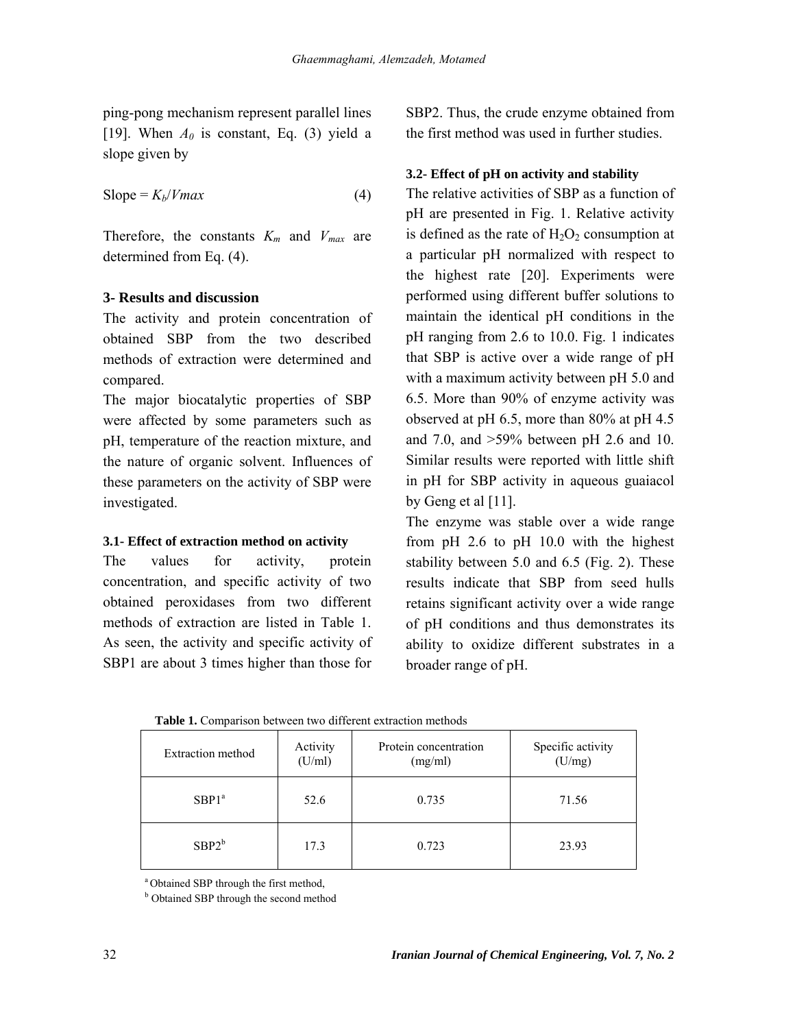ping-pong mechanism represent parallel lines [19]. When $A_0$ is constant, Eq. (3) yield a slope given by

$$\text{Slope} = K_b/Vmax \tag{4}$$

Therefore, the constants $K_m$ and $V_{max}$ are determined from Eq. (4).

## 3- Results and discussion

The activity and protein concentration of obtained SBP from the two described methods of extraction were determined and compared.

The major biocatalytic properties of SBP were affected by some parameters such as pH, temperature of the reaction mixture, and the nature of organic solvent. Influences of these parameters on the activity of SBP were investigated.

### 3.1- Effect of extraction method on activity

The values for activity, protein concentration, and specific activity of two obtained peroxidases from two different methods of extraction are listed in Table 1. As seen, the activity and specific activity of SBP1 are about 3 times higher than those for SBP2. Thus, the crude enzyme obtained from the first method was used in further studies.

### 3.2- Effect of pH on activity and stability

The relative activities of SBP as a function of pH are presented in Fig. 1. Relative activity is defined as the rate of $H_2O_2$ consumption at a particular pH normalized with respect to the highest rate [20]. Experiments were performed using different buffer solutions to maintain the identical pH conditions in the pH ranging from 2.6 to 10.0. Fig. 1 indicates that SBP is active over a wide range of pH with a maximum activity between pH 5.0 and 6.5. More than 90% of enzyme activity was observed at pH 6.5, more than 80% at pH 4.5 and 7.0, and >59% between pH 2.6 and 10. Similar results were reported with little shift in pH for SBP activity in aqueous guaiacol by Geng et al [11].

The enzyme was stable over a wide range from pH 2.6 to pH 10.0 with the highest stability between 5.0 and 6.5 (Fig. 2). These results indicate that SBP from seed hulls retains significant activity over a wide range of pH conditions and thus demonstrates its ability to oxidize different substrates in a broader range of pH.

**Table 1.** Comparison between two different extraction methods

| Extraction method | Activity (U/ml) | Protein concentration (mg/ml) | Specific activity (U/mg) |
|---|---|---|---|
| SBP1[a] | 52.6 | 0.735 | 71.56 |
| SBP2[b] | 17.3 | 0.723 | 23.93 |

[a] Obtained SBP through the first method,

[b] Obtained SBP through the second method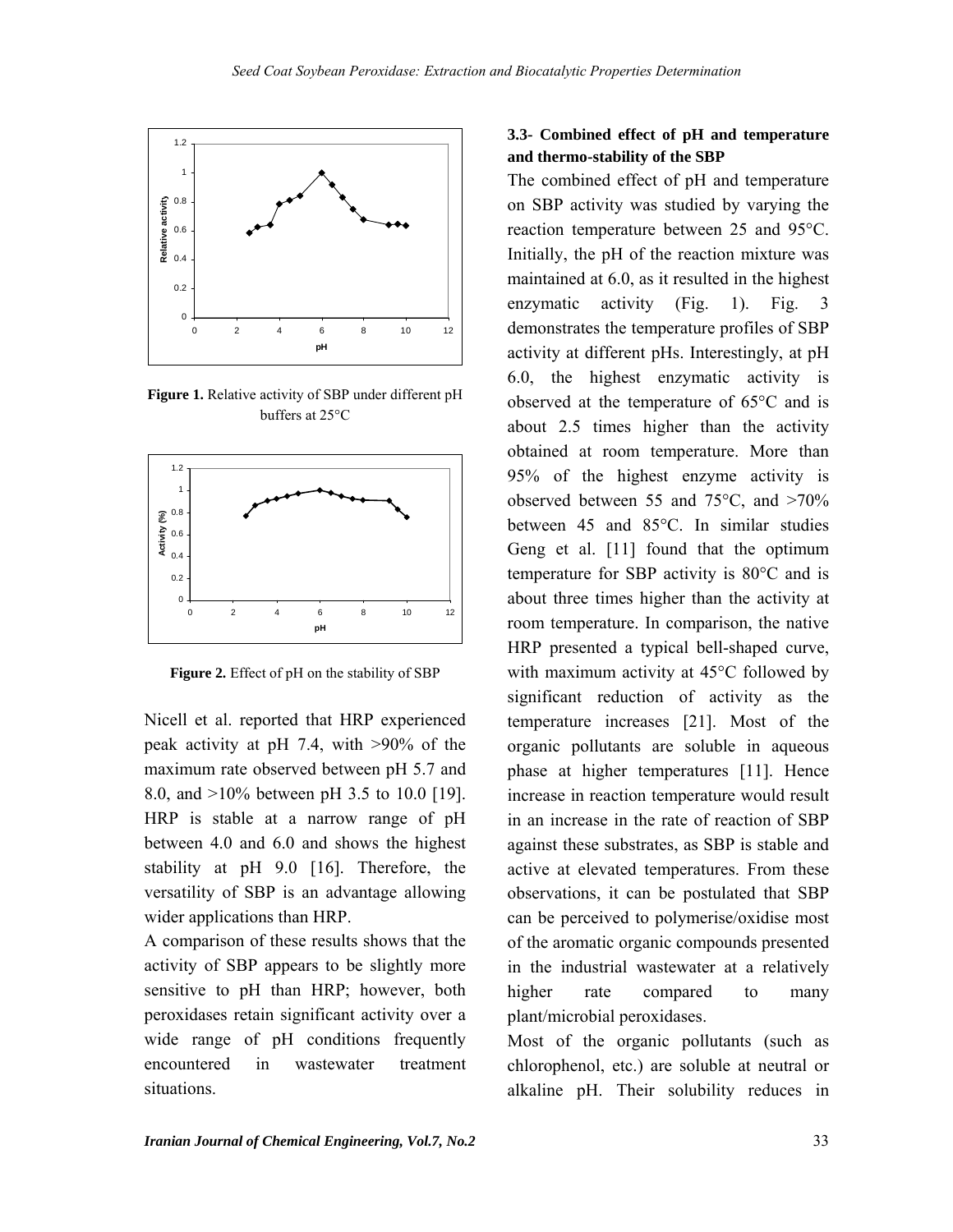Figure 1. Relative activity of SBP under different pH buffers at 25°C

Figure 2. Effect of pH on the stability of SBP

Nicell et al. reported that HRP experienced peak activity at pH 7.4, with >90% of the maximum rate observed between pH 5.7 and 8.0, and >10% between pH 3.5 to 10.0 [19]. HRP is stable at a narrow range of pH between 4.0 and 6.0 and shows the highest stability at pH 9.0 [16]. Therefore, the versatility of SBP is an advantage allowing wider applications than HRP.

A comparison of these results shows that the activity of SBP appears to be slightly more sensitive to pH than HRP; however, both peroxidases retain significant activity over a wide range of pH conditions frequently encountered in wastewater treatment situations.

### 3.3- Combined effect of pH and temperature and thermo-stability of the SBP

The combined effect of pH and temperature on SBP activity was studied by varying the reaction temperature between 25 and 95°C. Initially, the pH of the reaction mixture was maintained at 6.0, as it resulted in the highest enzymatic activity (Fig. 1). Fig. 3 demonstrates the temperature profiles of SBP activity at different pHs. Interestingly, at pH 6.0, the highest enzymatic activity is observed at the temperature of 65°C and is about 2.5 times higher than the activity obtained at room temperature. More than 95% of the highest enzyme activity is observed between 55 and 75°C, and >70% between 45 and 85°C. In similar studies Geng et al. [11] found that the optimum temperature for SBP activity is 80°C and is about three times higher than the activity at room temperature. In comparison, the native HRP presented a typical bell-shaped curve, with maximum activity at 45°C followed by significant reduction of activity as the temperature increases [21]. Most of the organic pollutants are soluble in aqueous phase at higher temperatures [11]. Hence increase in reaction temperature would result in an increase in the rate of reaction of SBP against these substrates, as SBP is stable and active at elevated temperatures. From these observations, it can be postulated that SBP can be perceived to polymerise/oxidise most of the aromatic organic compounds presented in the industrial wastewater at a relatively higher rate compared to many plant/microbial peroxidases.

Most of the organic pollutants (such as chlorophenol, etc.) are soluble at neutral or alkaline pH. Their solubility reduces in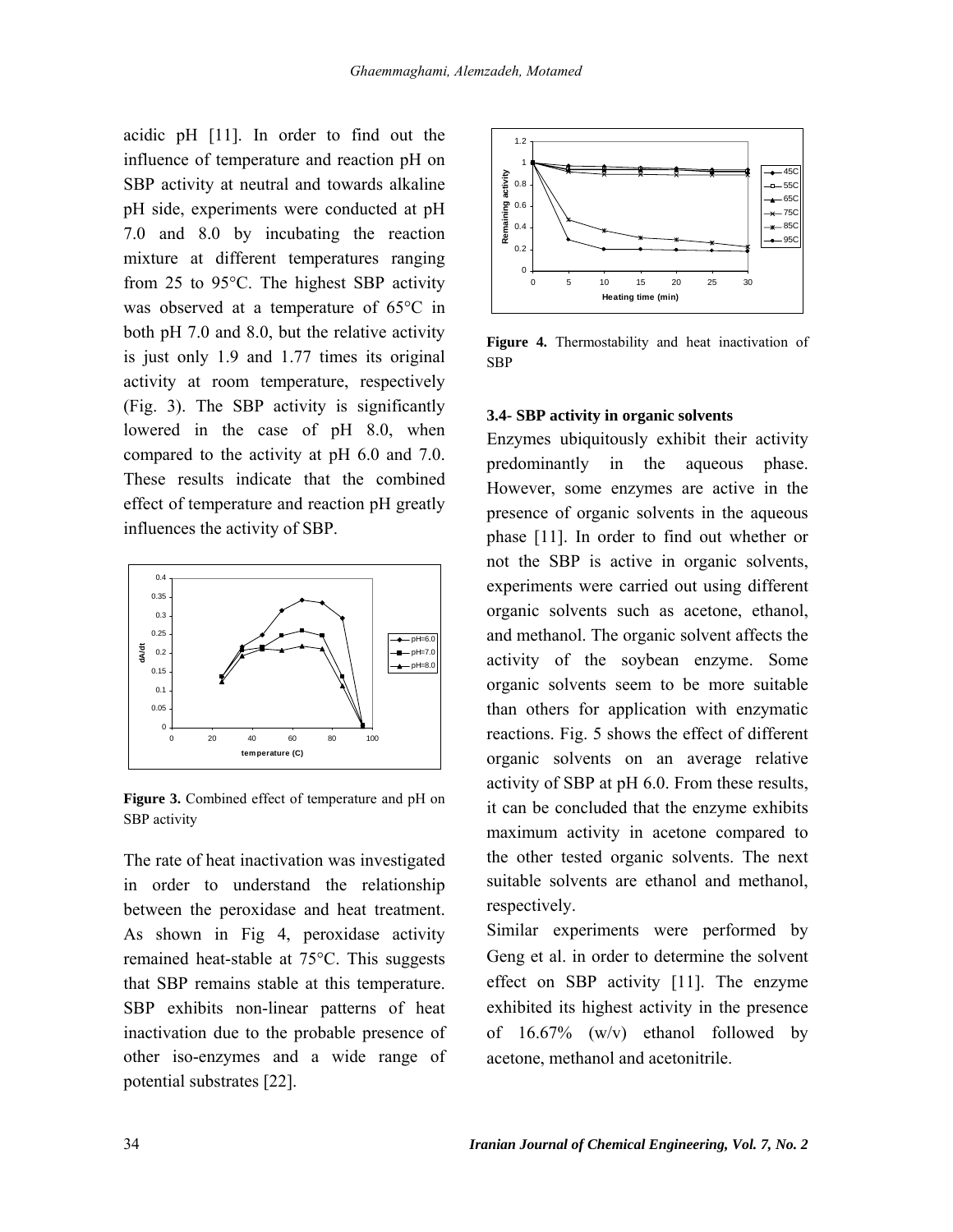acidic pH [11]. In order to find out the influence of temperature and reaction pH on SBP activity at neutral and towards alkaline pH side, experiments were conducted at pH 7.0 and 8.0 by incubating the reaction mixture at different temperatures ranging from 25 to 95°C. The highest SBP activity was observed at a temperature of 65°C in both pH 7.0 and 8.0, but the relative activity is just only 1.9 and 1.77 times its original activity at room temperature, respectively (Fig. 3). The SBP activity is significantly lowered in the case of pH 8.0, when compared to the activity at pH 6.0 and 7.0. These results indicate that the combined effect of temperature and reaction pH greatly influences the activity of SBP.

**Figure 3.** Combined effect of temperature and pH on SBP activity

The rate of heat inactivation was investigated in order to understand the relationship between the peroxidase and heat treatment. As shown in Fig 4, peroxidase activity remained heat-stable at 75°C. This suggests that SBP remains stable at this temperature. SBP exhibits non-linear patterns of heat inactivation due to the probable presence of other iso-enzymes and a wide range of potential substrates [22].

**Figure 4.** Thermostability and heat inactivation of SBP

### 3.4- SBP activity in organic solvents

Enzymes ubiquitously exhibit their activity predominantly in the aqueous phase. However, some enzymes are active in the presence of organic solvents in the aqueous phase [11]. In order to find out whether or not the SBP is active in organic solvents, experiments were carried out using different organic solvents such as acetone, ethanol, and methanol. The organic solvent affects the activity of the soybean enzyme. Some organic solvents seem to be more suitable than others for application with enzymatic reactions. Fig. 5 shows the effect of different organic solvents on an average relative activity of SBP at pH 6.0. From these results, it can be concluded that the enzyme exhibits maximum activity in acetone compared to the other tested organic solvents. The next suitable solvents are ethanol and methanol, respectively.

Similar experiments were performed by Geng et al. in order to determine the solvent effect on SBP activity [11]. The enzyme exhibited its highest activity in the presence of 16.67% (w/v) ethanol followed by acetone, methanol and acetonitrile.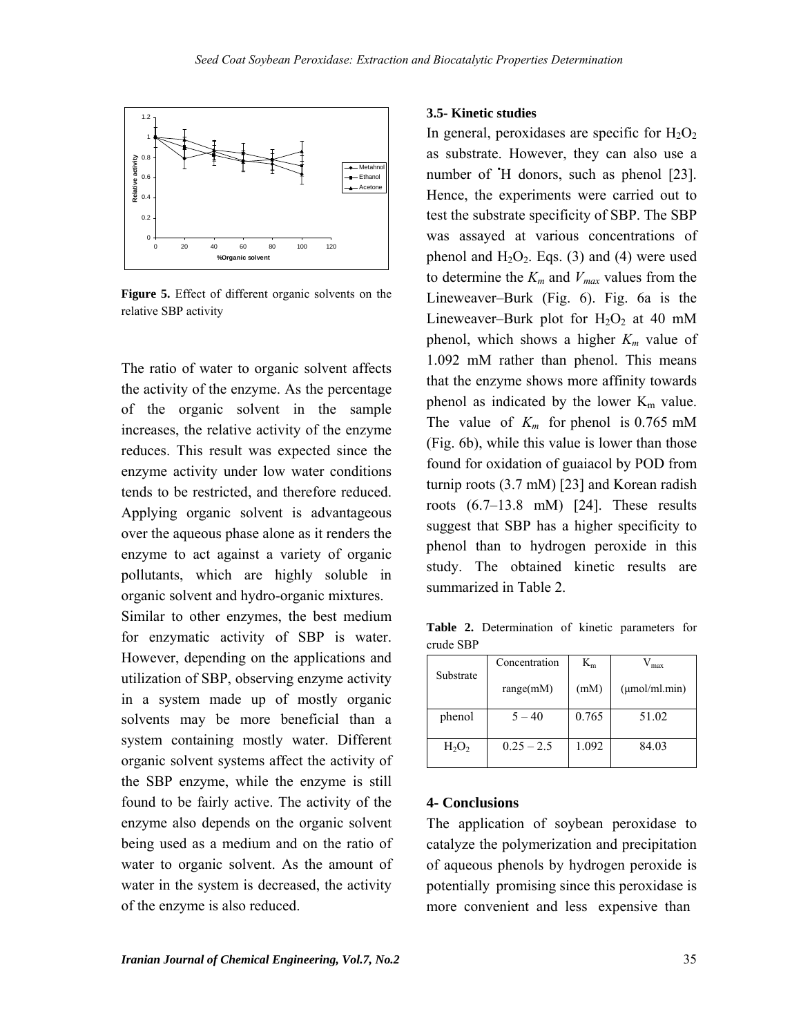Figure 5. Effect of different organic solvents on the relative SBP activity

The ratio of water to organic solvent affects the activity of the enzyme. As the percentage of the organic solvent in the sample increases, the relative activity of the enzyme reduces. This result was expected since the enzyme activity under low water conditions tends to be restricted, and therefore reduced. Applying organic solvent is advantageous over the aqueous phase alone as it renders the enzyme to act against a variety of organic pollutants, which are highly soluble in organic solvent and hydro-organic mixtures.

Similar to other enzymes, the best medium for enzymatic activity of SBP is water. However, depending on the applications and utilization of SBP, observing enzyme activity in a system made up of mostly organic solvents may be more beneficial than a system containing mostly water. Different organic solvent systems affect the activity of the SBP enzyme, while the enzyme is still found to be fairly active. The activity of the enzyme also depends on the organic solvent being used as a medium and on the ratio of water to organic solvent. As the amount of water in the system is decreased, the activity of the enzyme is also reduced.

### 3.5- Kinetic studies

In general, peroxidases are specific for $H_2O_2$ as substrate. However, they can also use a number of $^{\bullet}$H donors, such as phenol [23]. Hence, the experiments were carried out to test the substrate specificity of SBP. The SBP was assayed at various concentrations of phenol and $H_2O_2$. Eqs. (3) and (4) were used to determine the $K_m$ and $V_{max}$ values from the Lineweaver–Burk (Fig. 6). Fig. 6a is the Lineweaver–Burk plot for $H_2O_2$ at 40 mM phenol, which shows a higher $K_m$ value of 1.092 mM rather than phenol. This means that the enzyme shows more affinity towards phenol as indicated by the lower $K_m$ value. The value of $K_m$ for phenol is 0.765 mM (Fig. 6b), while this value is lower than those found for oxidation of guaiacol by POD from turnip roots (3.7 mM) [23] and Korean radish roots (6.7–13.8 mM) [24]. These results suggest that SBP has a higher specificity to phenol than to hydrogen peroxide in this study. The obtained kinetic results are summarized in Table 2.

**Table 2.** Determination of kinetic parameters for crude SBP

| Substrate | Concentration range(mM) | $K_m$ (mM) | $V_{max}$ (μmol/ml.min) |
|---|---|---|---|
| phenol | 5 – 40 | 0.765 | 51.02 |
| $H_2O_2$ | 0.25 – 2.5 | 1.092 | 84.03 |

## 4- Conclusions

The application of soybean peroxidase to catalyze the polymerization and precipitation of aqueous phenols by hydrogen peroxide is potentially promising since this peroxidase is more convenient and less expensive than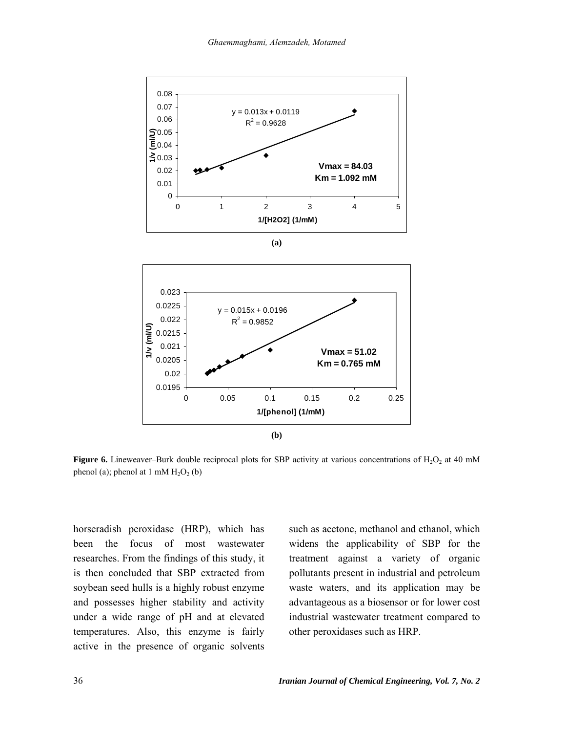**(a)**

**(b)**

**Figure 6.** Lineweaver–Burk double reciprocal plots for SBP activity at various concentrations of $H_2O_2$ at 40 mM phenol (a); phenol at 1 mM $H_2O_2$ (b)

horseradish peroxidase (HRP), which has been the focus of most wastewater researches. From the findings of this study, it is then concluded that SBP extracted from soybean seed hulls is a highly robust enzyme and possesses higher stability and activity under a wide range of pH and at elevated temperatures. Also, this enzyme is fairly active in the presence of organic solvents such as acetone, methanol and ethanol, which widens the applicability of SBP for the treatment against a variety of organic pollutants present in industrial and petroleum waste waters, and its application may be advantageous as a biosensor or for lower cost industrial wastewater treatment compared to other peroxidases such as HRP.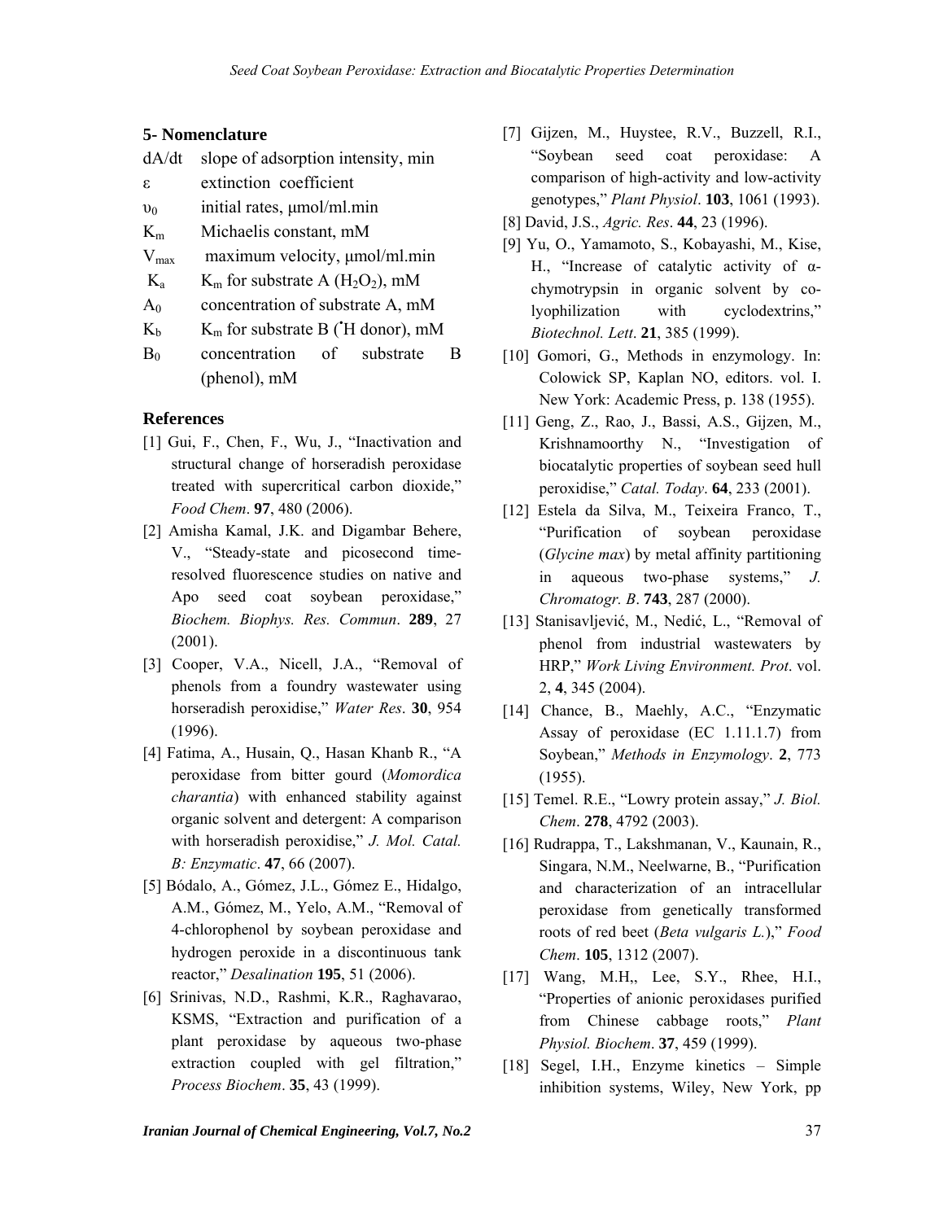## 5- Nomenclature

| | |
|---|---|
| dA/dt | slope of adsorption intensity, min |
| ε | extinction coefficient |
| $\upsilon_0$ | initial rates, μmol/ml.min |
| $K_m$ | Michaelis constant, mM |
| $V_{max}$ | maximum velocity, μmol/ml.min |
| $K_a$ | $K_m$ for substrate A ($H_2O_2$), mM |
| $A_0$ | concentration of substrate A, mM |
| $K_b$ | $K_m$ for substrate B ($^{\bullet}$H donor), mM |
| $B_0$ | concentration of substrate B (phenol), mM |

## References

[1] Gui, F., Chen, F., Wu, J., "Inactivation and structural change of horseradish peroxidase treated with supercritical carbon dioxide," *Food Chem*. **97**, 480 (2006).

[2] Amisha Kamal, J.K. and Digambar Behere, V., "Steady-state and picosecond time-resolved fluorescence studies on native and Apo seed coat soybean peroxidase," *Biochem. Biophys. Res. Commun*. **289**, 27 (2001).

[3] Cooper, V.A., Nicell, J.A., "Removal of phenols from a foundry wastewater using horseradish peroxidise," *Water Res*. **30**, 954 (1996).

[4] Fatima, A., Husain, Q., Hasan Khanb R., "A peroxidase from bitter gourd (*Momordica charantia*) with enhanced stability against organic solvent and detergent: A comparison with horseradish peroxidise," *J. Mol. Catal. B: Enzymatic*. **47**, 66 (2007).

[5] Bódalo, A., Gómez, J.L., Gómez E., Hidalgo, A.M., Gómez, M., Yelo, A.M., "Removal of 4-chlorophenol by soybean peroxidase and hydrogen peroxide in a discontinuous tank reactor," *Desalination* **195**, 51 (2006).

[6] Srinivas, N.D., Rashmi, K.R., Raghavarao, KSMS, "Extraction and purification of a plant peroxidase by aqueous two-phase extraction coupled with gel filtration," *Process Biochem*. **35**, 43 (1999).

[7] Gijzen, M., Huystee, R.V., Buzzell, R.I., "Soybean seed coat peroxidase: A comparison of high-activity and low-activity genotypes," *Plant Physiol*. **103**, 1061 (1993).

[8] David, J.S., *Agric. Res*. **44**, 23 (1996).

[9] Yu, O., Yamamoto, S., Kobayashi, M., Kise, H., "Increase of catalytic activity of α-chymotrypsin in organic solvent by co-lyophilization with cyclodextrins," *Biotechnol. Lett*. **21**, 385 (1999).

[10] Gomori, G., Methods in enzymology. In: Colowick SP, Kaplan NO, editors. vol. I. New York: Academic Press, p. 138 (1955).

[11] Geng, Z., Rao, J., Bassi, A.S., Gijzen, M., Krishnamoorthy N., "Investigation of biocatalytic properties of soybean seed hull peroxidise," *Catal. Today*. **64**, 233 (2001).

[12] Estela da Silva, M., Teixeira Franco, T., "Purification of soybean peroxidase (*Glycine max*) by metal affinity partitioning in aqueous two-phase systems," *J. Chromatogr. B*. **743**, 287 (2000).

[13] Stanisavljević, M., Nedić, L., "Removal of phenol from industrial wastewaters by HRP," *Work Living Environment. Prot*. vol. 2, **4**, 345 (2004).

[14] Chance, B., Maehly, A.C., "Enzymatic Assay of peroxidase (EC 1.11.1.7) from Soybean," *Methods in Enzymology*. **2**, 773 (1955).

[15] Temel. R.E., "Lowry protein assay," *J. Biol. Chem*. **278**, 4792 (2003).

[16] Rudrappa, T., Lakshmanan, V., Kaunain, R., Singara, N.M., Neelwarne, B., "Purification and characterization of an intracellular peroxidase from genetically transformed roots of red beet (*Beta vulgaris L.*)," *Food Chem*. **105**, 1312 (2007).

[17] Wang, M.H,, Lee, S.Y., Rhee, H.I., "Properties of anionic peroxidases purified from Chinese cabbage roots," *Plant Physiol. Biochem*. **37**, 459 (1999).

[18] Segel, I.H., Enzyme kinetics – Simple inhibition systems, Wiley, New York, pp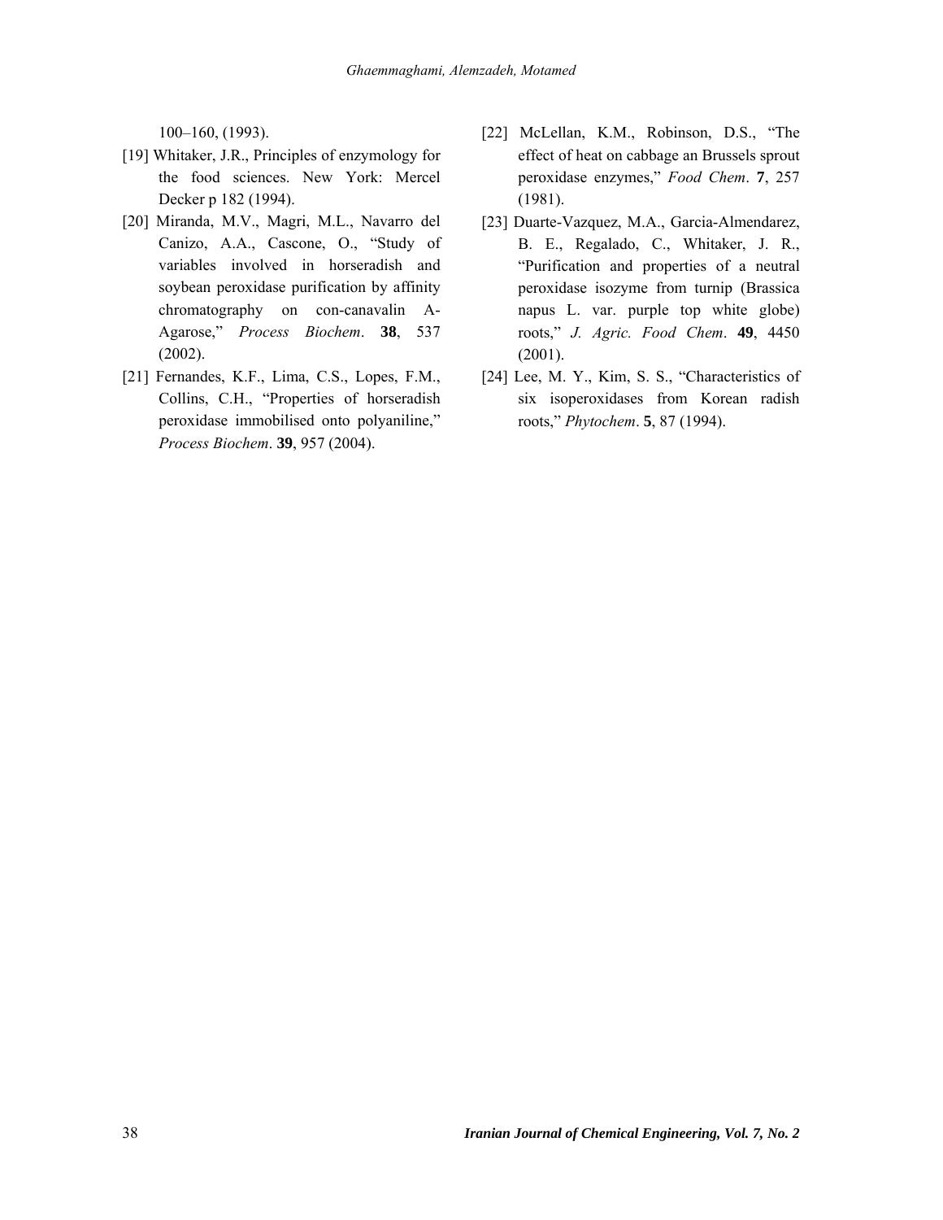100–160, (1993).

[19] Whitaker, J.R., Principles of enzymology for the food sciences. New York: Mercel Decker p 182 (1994).

[20] Miranda, M.V., Magri, M.L., Navarro del Canizo, A.A., Cascone, O., "Study of variables involved in horseradish and soybean peroxidase purification by affinity chromatography on con-canavalin A-Agarose," *Process Biochem*. **38**, 537 (2002).

[21] Fernandes, K.F., Lima, C.S., Lopes, F.M., Collins, C.H., "Properties of horseradish peroxidase immobilised onto polyaniline," *Process Biochem*. **39**, 957 (2004).

[22] McLellan, K.M., Robinson, D.S., "The effect of heat on cabbage an Brussels sprout peroxidase enzymes," *Food Chem*. **7**, 257 (1981).

[23] Duarte-Vazquez, M.A., Garcia-Almendarez, B. E., Regalado, C., Whitaker, J. R., "Purification and properties of a neutral peroxidase isozyme from turnip (Brassica napus L. var. purple top white globe) roots," *J. Agric. Food Chem*. **49**, 4450 (2001).

[24] Lee, M. Y., Kim, S. S., "Characteristics of six isoperoxidases from Korean radish roots," *Phytochem*. **5**, 87 (1994).